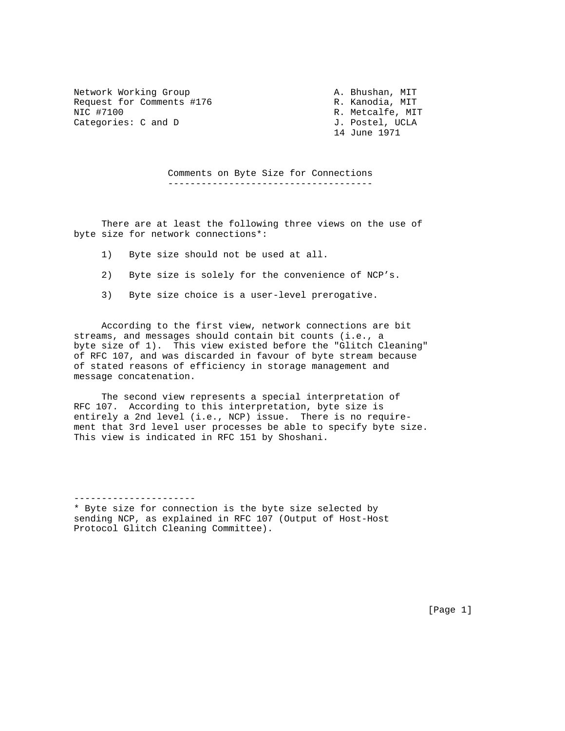Network Working Group  
Request for Comments #176  
NIC #7100  
Categories: C and D

A. Bhushan, MIT  
R. Kanodia, MIT  
R. Metcalfe, MIT  
J. Postel, UCLA  
14 June 1971

## Comments on Byte Size for Connections

There are at least the following three views on the use of byte size for network connections*:

1) Byte size should not be used at all.

2) Byte size is solely for the convenience of NCP's.

3) Byte size choice is a user-level prerogative.

According to the first view, network connections are bit streams, and messages should contain bit counts (i.e., a byte size of 1). This view existed before the "Glitch Cleaning" of RFC 107, and was discarded in favour of byte stream because of stated reasons of efficiency in storage management and message concatenation.

The second view represents a special interpretation of RFC 107. According to this interpretation, byte size is entirely a 2nd level (i.e., NCP) issue. There is no requirement that 3rd level user processes be able to specify byte size. This view is indicated in RFC 151 by Shoshani.

----------------------

* Byte size for connection is the byte size selected by sending NCP, as explained in RFC 107 (Output of Host-Host Protocol Glitch Cleaning Committee).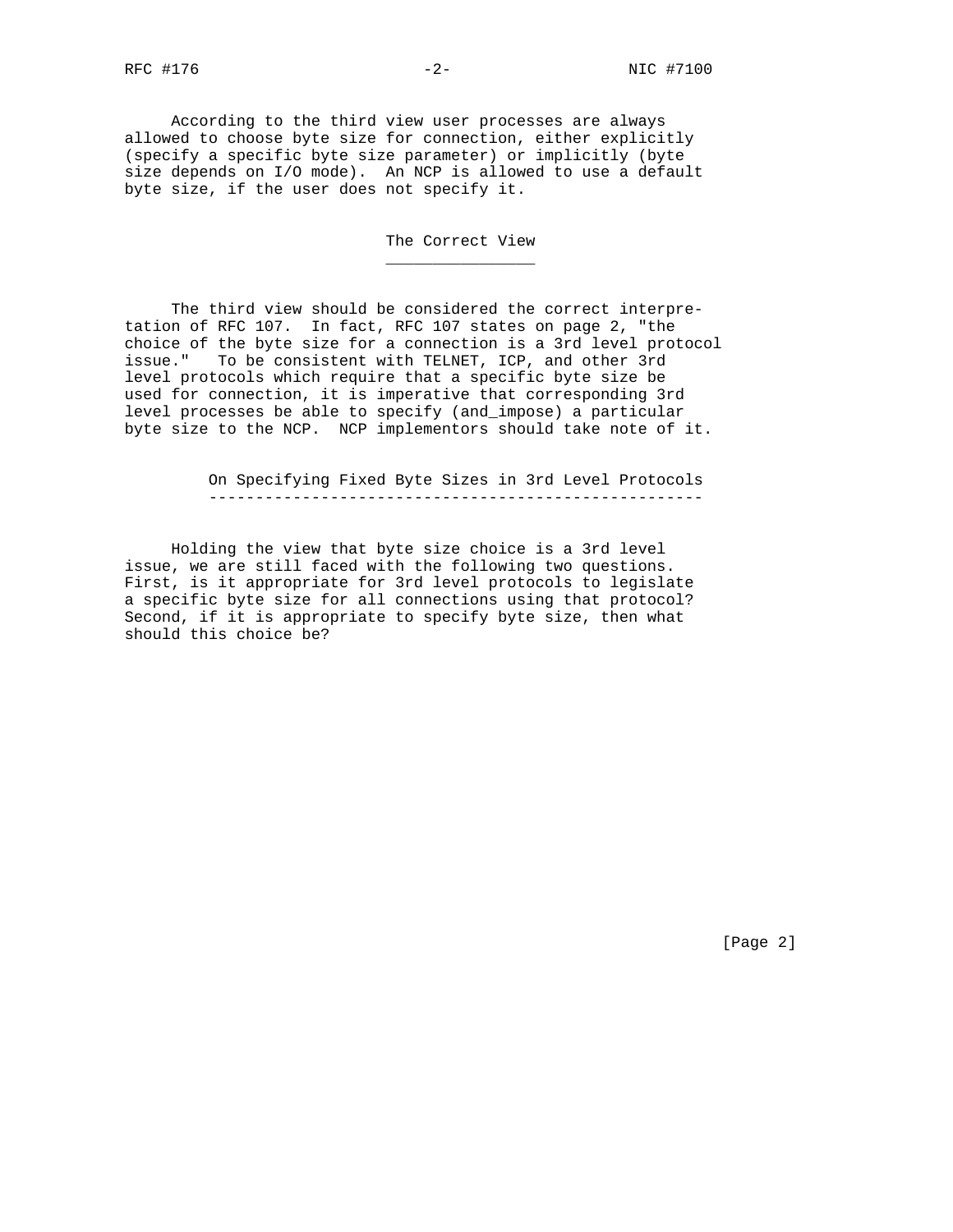According to the third view user processes are always allowed to choose byte size for connection, either explicitly (specify a specific byte size parameter) or implicitly (byte size depends on I/O mode). An NCP is allowed to use a default byte size, if the user does not specify it.

## The Correct View

The third view should be considered the correct interpretation of RFC 107. In fact, RFC 107 states on page 2, "the choice of the byte size for a connection is a 3rd level protocol issue." To be consistent with TELNET, ICP, and other 3rd level protocols which require that a specific byte size be used for connection, it is imperative that corresponding 3rd level processes be able to specify (and_impose) a particular byte size to the NCP. NCP implementors should take note of it.

## On Specifying Fixed Byte Sizes in 3rd Level Protocols

Holding the view that byte size choice is a 3rd level issue, we are still faced with the following two questions. First, is it appropriate for 3rd level protocols to legislate a specific byte size for all connections using that protocol? Second, if it is appropriate to specify byte size, then what should this choice be?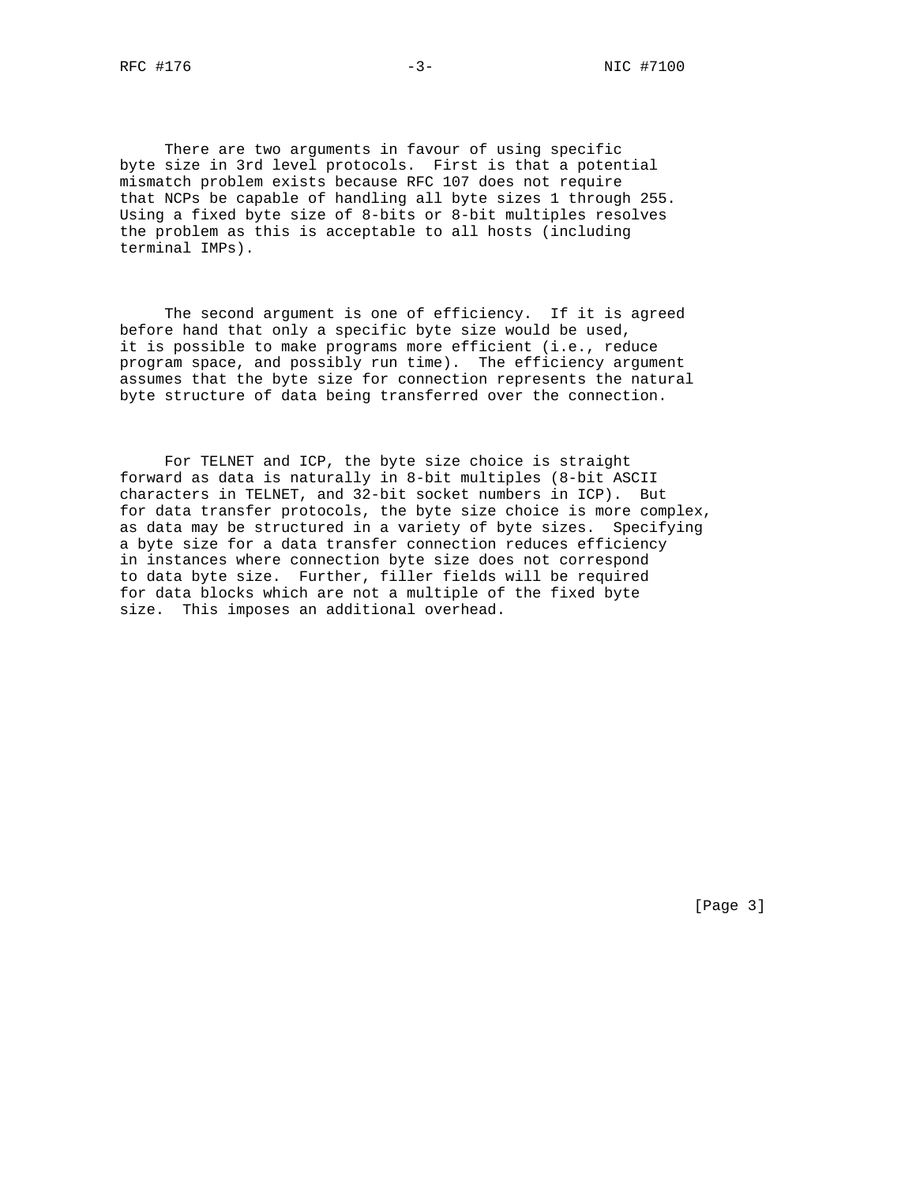There are two arguments in favour of using specific byte size in 3rd level protocols. First is that a potential mismatch problem exists because RFC 107 does not require that NCPs be capable of handling all byte sizes 1 through 255. Using a fixed byte size of 8-bits or 8-bit multiples resolves the problem as this is acceptable to all hosts (including terminal IMPs).

The second argument is one of efficiency. If it is agreed before hand that only a specific byte size would be used, it is possible to make programs more efficient (i.e., reduce program space, and possibly run time). The efficiency argument assumes that the byte size for connection represents the natural byte structure of data being transferred over the connection.

For TELNET and ICP, the byte size choice is straight forward as data is naturally in 8-bit multiples (8-bit ASCII characters in TELNET, and 32-bit socket numbers in ICP). But for data transfer protocols, the byte size choice is more complex, as data may be structured in a variety of byte sizes. Specifying a byte size for a data transfer connection reduces efficiency in instances where connection byte size does not correspond to data byte size. Further, filler fields will be required for data blocks which are not a multiple of the fixed byte size. This imposes an additional overhead.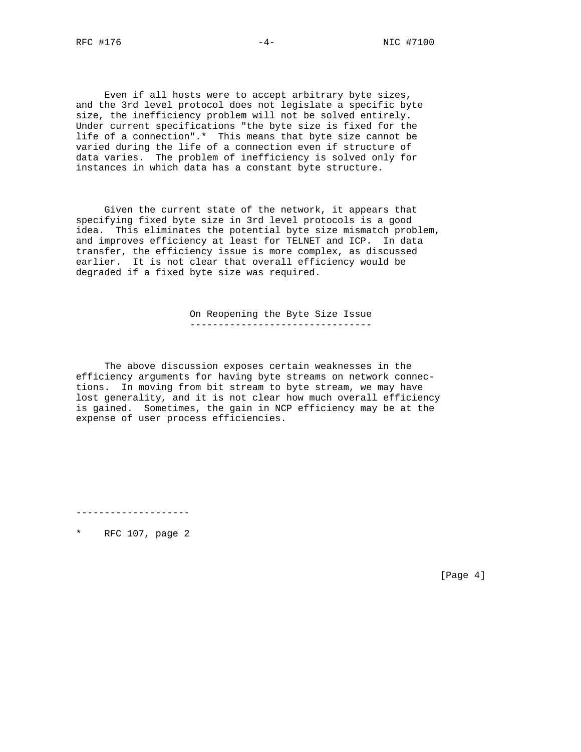Even if all hosts were to accept arbitrary byte sizes, and the 3rd level protocol does not legislate a specific byte size, the inefficiency problem will not be solved entirely. Under current specifications "the byte size is fixed for the life of a connection".* This means that byte size cannot be varied during the life of a connection even if structure of data varies. The problem of inefficiency is solved only for instances in which data has a constant byte structure.

Given the current state of the network, it appears that specifying fixed byte size in 3rd level protocols is a good idea. This eliminates the potential byte size mismatch problem, and improves efficiency at least for TELNET and ICP. In data transfer, the efficiency issue is more complex, as discussed earlier. It is not clear that overall efficiency would be degraded if a fixed byte size was required.

## On Reopening the Byte Size Issue

The above discussion exposes certain weaknesses in the efficiency arguments for having byte streams on network connections. In moving from bit stream to byte stream, we may have lost generality, and it is not clear how much overall efficiency is gained. Sometimes, the gain in NCP efficiency may be at the expense of user process efficiencies.

---

* RFC 107, page 2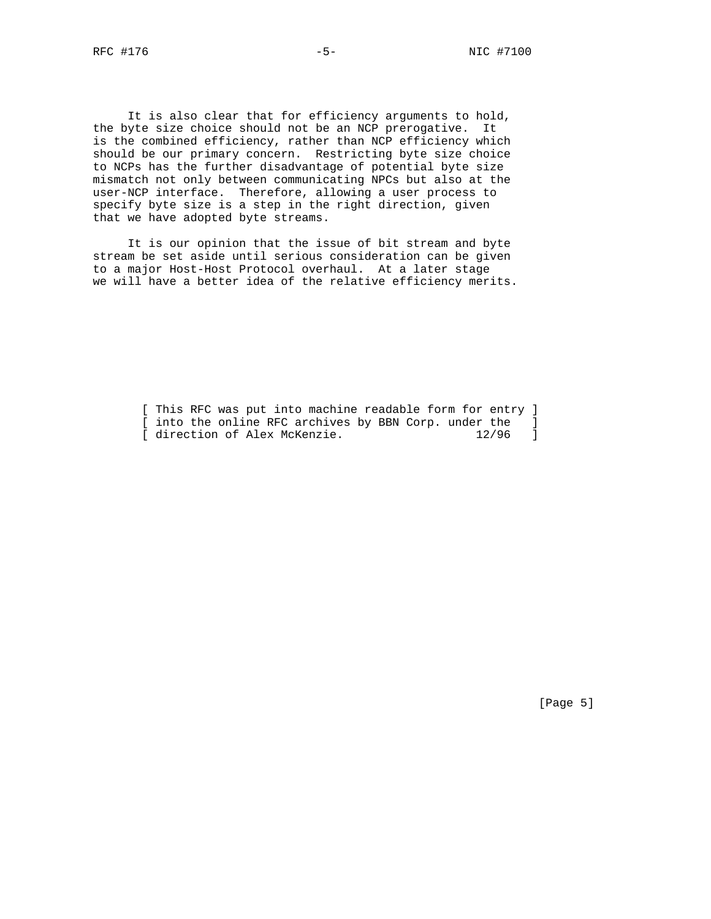It is also clear that for efficiency arguments to hold, the byte size choice should not be an NCP prerogative. It is the combined efficiency, rather than NCP efficiency which should be our primary concern. Restricting byte size choice to NCPs has the further disadvantage of potential byte size mismatch not only between communicating NPCs but also at the user-NCP interface. Therefore, allowing a user process to specify byte size is a step in the right direction, given that we have adopted byte streams.

It is our opinion that the issue of bit stream and byte stream be set aside until serious consideration can be given to a major Host-Host Protocol overhaul. At a later stage we will have a better idea of the relative efficiency merits.

```
[ This RFC was put into machine readable form for entry ]
[ into the online RFC archives by BBN Corp. under the   ]
[ direction of Alex McKenzie.                   12/96   ]
```